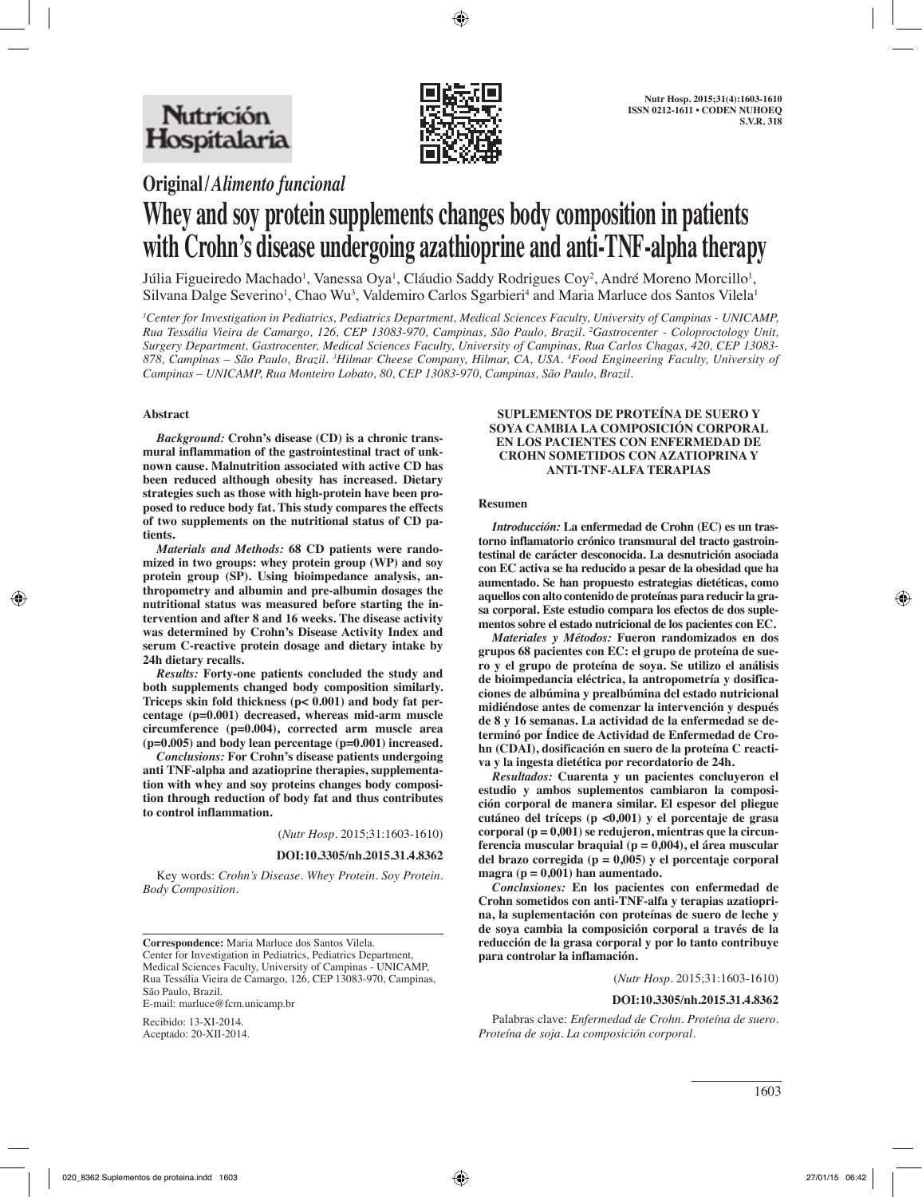Original/*Alimento funcional*

# Whey and soy protein supplements changes body composition in patients with Crohn's disease undergoing azathioprine and anti-TNF-alpha therapy

Júlia Figueiredo Machado[1], Vanessa Oya[1], Cláudio Saddy Rodrigues Coy[2], André Moreno Morcillo[1], Silvana Dalge Severino[1], Chao Wu[3], Valdemiro Carlos Sgarbieri[4] and Maria Marluce dos Santos Vilela[1]

*[1]Center for Investigation in Pediatrics, Pediatrics Department, Medical Sciences Faculty, University of Campinas - UNICAMP, Rua Tessália Vieira de Camargo, 126, CEP 13083-970, Campinas, São Paulo, Brazil. [2]Gastrocenter - Coloproctology Unit, Surgery Department, Gastrocenter, Medical Sciences Faculty, University of Campinas, Rua Carlos Chagas, 420, CEP 13083-878, Campinas – São Paulo, Brazil. [3]Hilmar Cheese Company, Hilmar, CA, USA. [4]Food Engineering Faculty, University of Campinas – UNICAMP, Rua Monteiro Lobato, 80, CEP 13083-970, Campinas, São Paulo, Brazil.*

## Abstract

***Background:*** **Crohn's disease (CD) is a chronic transmural inflammation of the gastrointestinal tract of unknown cause. Malnutrition associated with active CD has been reduced although obesity has increased. Dietary strategies such as those with high-protein have been proposed to reduce body fat. This study compares the effects of two supplements on the nutritional status of CD patients.**

***Materials and Methods:*** **68 CD patients were randomized in two groups: whey protein group (WP) and soy protein group (SP). Using bioimpedance analysis, anthropometry and albumin and pre-albumin dosages the nutritional status was measured before starting the intervention and after 8 and 16 weeks. The disease activity was determined by Crohn's Disease Activity Index and serum C-reactive protein dosage and dietary intake by 24h dietary recalls.**

***Results:*** **Forty-one patients concluded the study and both supplements changed body composition similarly. Triceps skin fold thickness (p< 0.001) and body fat percentage (p=0.001) decreased, whereas mid-arm muscle circumference (p=0.004), corrected arm muscle area (p=0.005) and body lean percentage (p=0.001) increased.**

***Conclusions:*** **For Crohn's disease patients undergoing anti TNF-alpha and azatioprine therapies, supplementation with whey and soy proteins change body composition through reduction of body fat and thus contributes to control inflammation.**

(*Nutr Hosp.* 2015;31:1603-1610)

**DOI:10.3305/nh.2015.31.4.8362**

Key words: *Crohn's Disease. Whey Protein. Soy Protein. Body Composition.*

## SUPLEMENTOS DE PROTEÍNA DE SUERO Y SOYA CAMBIA LA COMPOSICIÓN CORPORAL EN LOS PACIENTES CON ENFERMEDAD DE CROHN SOMETIDOS CON AZATIOPRINA Y ANTI-TNF-ALFA TERAPIAS

### Resumen

***Introducción:*** **La enfermedad de Crohn (EC) es un trastorno inflamatorio crónico transmural del tracto gastrointestinal de carácter desconocida. La desnutrición asociada con EC activa se ha reducido a pesar de la obesidad que ha aumentado. Se han propuesto estrategias dietéticas, como aquellos con alto contenido de proteínas para reducir la grasa corporal. Este estudio compara los efectos de dos suplementos sobre el estado nutricional de los pacientes con EC.**

***Materiales y Métodos:*** **Fueron randomizados en dos grupos 68 pacientes con EC: el grupo de proteína de suero y el grupo de proteína de soya. Se utilizo el análisis de bioimpedancia eléctrica, la antropometría y dosificaciones de albúmina y prealbúmina del estado nutricional midiéndose antes de comenzar la intervención y después de 8 y 16 semanas. La actividad de la enfermedad se determinó por Índice de Actividad de Enfermedad de Crohn (CDAI), dosificación en suero de la proteína C reactiva y la ingesta dietética por recordatorio de 24h.**

***Resultados:*** **Cuarenta y un pacientes concluyeron el estudio y ambos suplementos cambiaron la composición corporal de manera similar. El espesor del pliegue cutáneo del tríceps (p <0,001) y el porcentaje de grasa corporal (p = 0,001) se redujeron, mientras que la circunferencia muscular braquial (p = 0,004), el área muscular del brazo corregida (p = 0,005) y el porcentaje corporal magra (p = 0,001) han aumentado.**

***Conclusiones:*** **En los pacientes con enfermedad de Crohn sometidos con anti-TNF-alfa y terapias azatioprina, la suplementación con proteínas de suero de leche y de soya cambia la composición corporal a través de la reducción de la grasa corporal y por lo tanto contribuye para controlar la inflamación.**

(*Nutr Hosp.* 2015;31:1603-1610)

**DOI:10.3305/nh.2015.31.4.8362**

Palabras clave: *Enfermedad de Crohn. Proteína de suero. Proteína de soja. La composición corporal.*

**Correspondence:** Maria Marluce dos Santos Vilela.
Center for Investigation in Pediatrics, Pediatrics Department, Medical Sciences Faculty, University of Campinas - UNICAMP, Rua Tessália Vieira de Camargo, 126, CEP 13083-970, Campinas, São Paulo, Brazil.
E-mail: marluce@fcm.unicamp.br

Recibido: 13-XI-2014.
Aceptado: 20-XII-2014.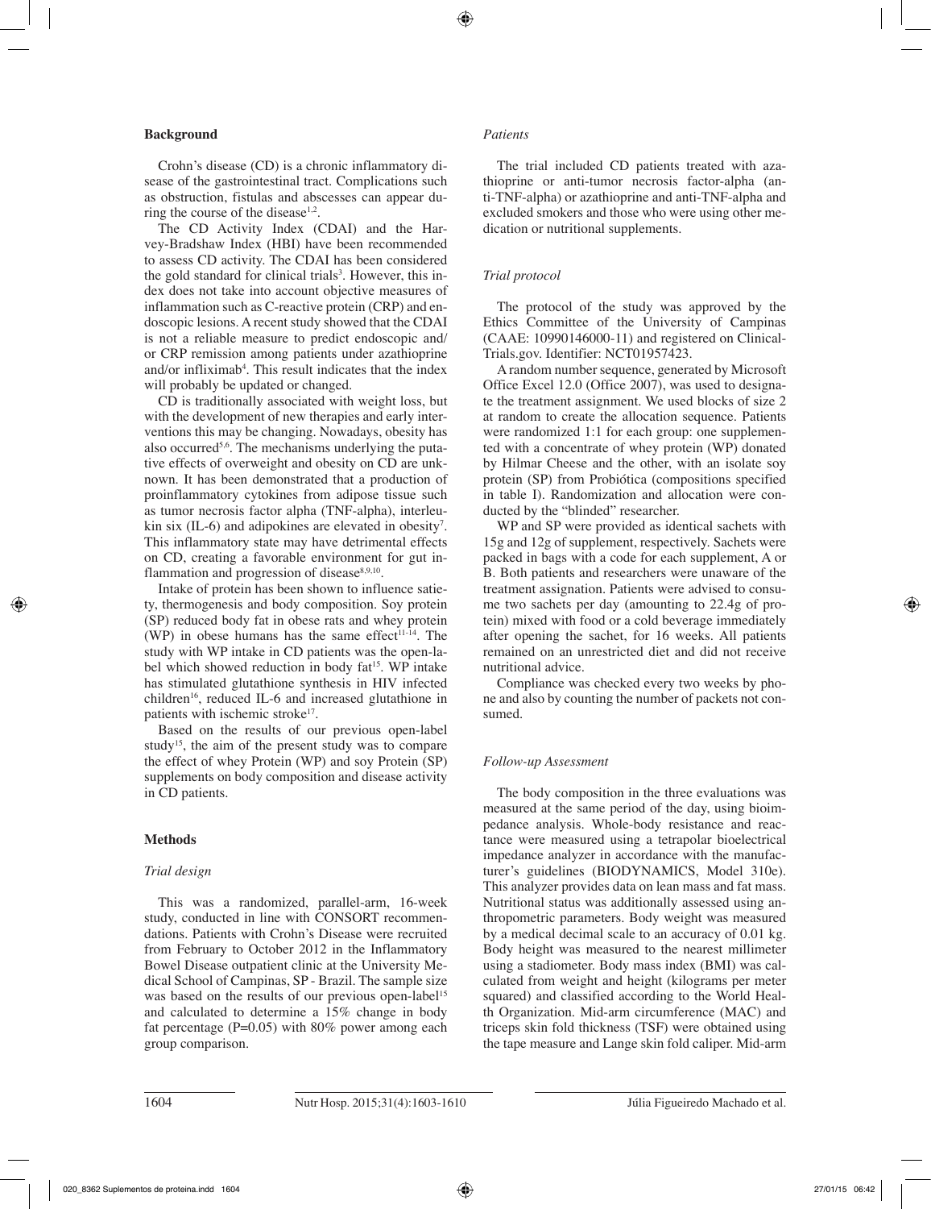## Background

Crohn's disease (CD) is a chronic inflammatory disease of the gastrointestinal tract. Complications such as obstruction, fistulas and abscesses can appear during the course of the disease[1,2].

The CD Activity Index (CDAI) and the Harvey-Bradshaw Index (HBI) have been recommended to assess CD activity. The CDAI has been considered the gold standard for clinical trials[3]. However, this index does not take into account objective measures of inflammation such as C-reactive protein (CRP) and endoscopic lesions. A recent study showed that the CDAI is not a reliable measure to predict endoscopic and/or CRP remission among patients under azathioprine and/or infliximab[4]. This result indicates that the index will probably be updated or changed.

CD is traditionally associated with weight loss, but with the development of new therapies and early interventions this may be changing. Nowadays, obesity has also occurred[5,6]. The mechanisms underlying the putative effects of overweight and obesity on CD are unknown. It has been demonstrated that a production of proinflammatory cytokines from adipose tissue such as tumor necrosis factor alpha (TNF-alpha), interleukin six (IL-6) and adipokines are elevated in obesity[7]. This inflammatory state may have detrimental effects on CD, creating a favorable environment for gut inflammation and progression of disease[8,9,10].

Intake of protein has been shown to influence satiety, thermogenesis and body composition. Soy protein (SP) reduced body fat in obese rats and whey protein (WP) in obese humans has the same effect[11-14]. The study with WP intake in CD patients was the open-label which showed reduction in body fat[15]. WP intake has stimulated glutathione synthesis in HIV infected children[16], reduced IL-6 and increased glutathione in patients with ischemic stroke[17].

Based on the results of our previous open-label study[15], the aim of the present study was to compare the effect of whey Protein (WP) and soy Protein (SP) supplements on body composition and disease activity in CD patients.

## Methods

### *Trial design*

This was a randomized, parallel-arm, 16-week study, conducted in line with CONSORT recommendations. Patients with Crohn's Disease were recruited from February to October 2012 in the Inflammatory Bowel Disease outpatient clinic at the University Medical School of Campinas, SP - Brazil. The sample size was based on the results of our previous open-label[15] and calculated to determine a 15% change in body fat percentage (P=0.05) with 80% power among each group comparison.

### *Patients*

The trial included CD patients treated with azathioprine or anti-tumor necrosis factor-alpha (anti-TNF-alpha) or azathioprine and anti-TNF-alpha and excluded smokers and those who were using other medication or nutritional supplements.

### *Trial protocol*

The protocol of the study was approved by the Ethics Committee of the University of Campinas (CAAE: 10990146000-11) and registered on ClinicalTrials.gov. Identifier: NCT01957423.

A random number sequence, generated by Microsoft Office Excel 12.0 (Office 2007), was used to designate the treatment assignment. We used blocks of size 2 at random to create the allocation sequence. Patients were randomized 1:1 for each group: one supplemented with a concentrate of whey protein (WP) donated by Hilmar Cheese and the other, with an isolate soy protein (SP) from Probiótica (compositions specified in table I). Randomization and allocation were conducted by the "blinded" researcher.

WP and SP were provided as identical sachets with 15g and 12g of supplement, respectively. Sachets were packed in bags with a code for each supplement, A or B. Both patients and researchers were unaware of the treatment assignation. Patients were advised to consume two sachets per day (amounting to 22.4g of protein) mixed with food or a cold beverage immediately after opening the sachet, for 16 weeks. All patients remained on an unrestricted diet and did not receive nutritional advice.

Compliance was checked every two weeks by phone and also by counting the number of packets not consumed.

### *Follow-up Assessment*

The body composition in the three evaluations was measured at the same period of the day, using bioimpedance analysis. Whole-body resistance and reactance were measured using a tetrapolar bioelectrical impedance analyzer in accordance with the manufacturer's guidelines (BIODYNAMICS, Model 310e). This analyzer provides data on lean mass and fat mass. Nutritional status was additionally assessed using anthropometric parameters. Body weight was measured by a medical decimal scale to an accuracy of 0.01 kg. Body height was measured to the nearest millimeter using a stadiometer. Body mass index (BMI) was calculated from weight and height (kilograms per meter squared) and classified according to the World Health Organization. Mid-arm circumference (MAC) and triceps skin fold thickness (TSF) were obtained using the tape measure and Lange skin fold caliper. Mid-arm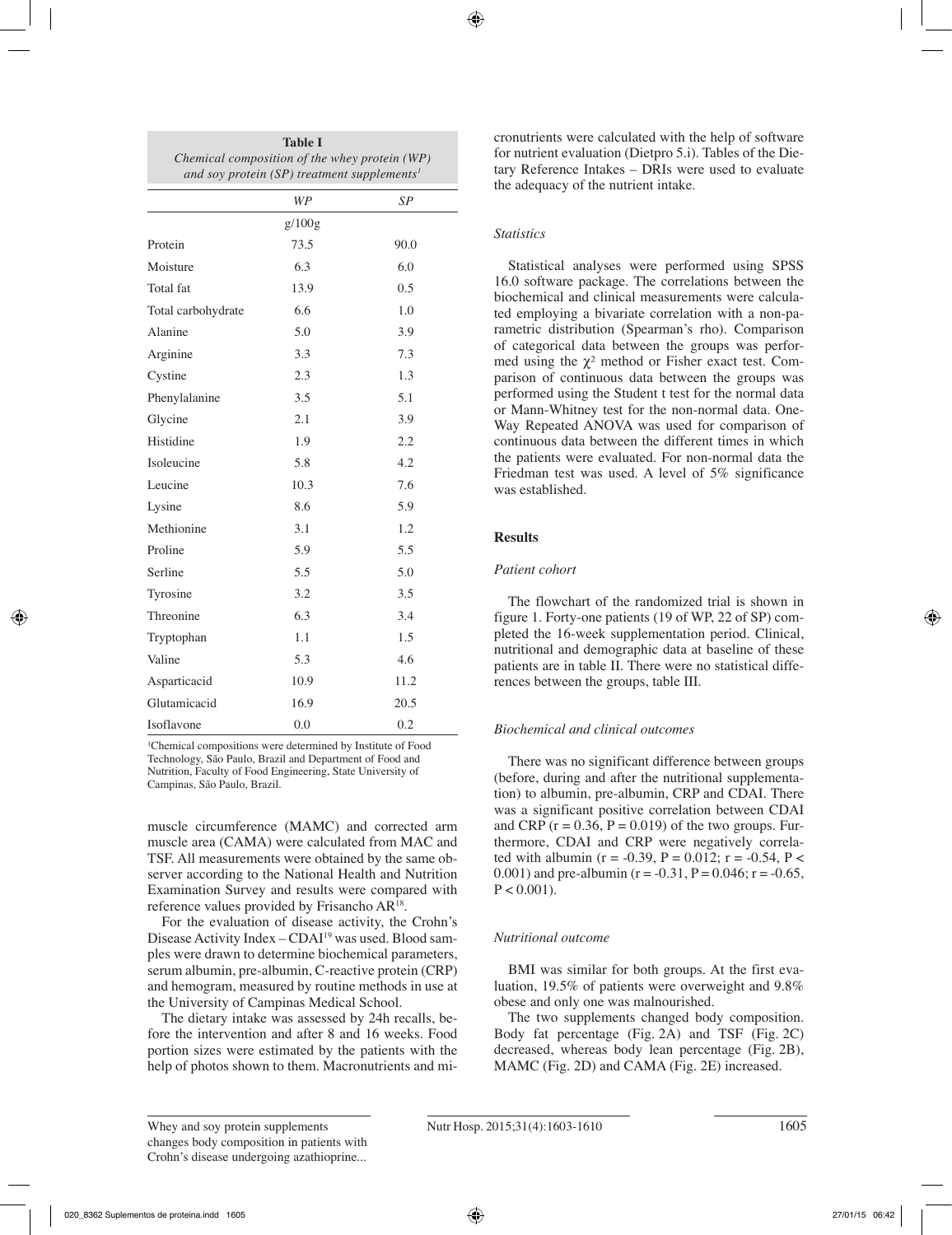**Table I**
*Chemical composition of the whey protein (WP) and soy protein (SP) treatment supplements[1]*

| | WP | SP |
|---|---|---|
| | g/100g | |
| Protein | 73.5 | 90.0 |
| Moisture | 6.3 | 6.0 |
| Total fat | 13.9 | 0.5 |
| Total carbohydrate | 6.6 | 1.0 |
| Alanine | 5.0 | 3.9 |
| Arginine | 3.3 | 7.3 |
| Cystine | 2.3 | 1.3 |
| Phenylalanine | 3.5 | 5.1 |
| Glycine | 2.1 | 3.9 |
| Histidine | 1.9 | 2.2 |
| Isoleucine | 5.8 | 4.2 |
| Leucine | 10.3 | 7.6 |
| Lysine | 8.6 | 5.9 |
| Methionine | 3.1 | 1.2 |
| Proline | 5.9 | 5.5 |
| Serline | 5.5 | 5.0 |
| Tyrosine | 3.2 | 3.5 |
| Threonine | 6.3 | 3.4 |
| Tryptophan | 1.1 | 1.5 |
| Valine | 5.3 | 4.6 |
| Asparticacid | 10.9 | 11.2 |
| Glutamicacid | 16.9 | 20.5 |
| Isoflavone | 0.0 | 0.2 |

[1]Chemical compositions were determined by Institute of Food Technology, São Paulo, Brazil and Department of Food and Nutrition, Faculty of Food Engineering, State University of Campinas, São Paulo, Brazil.

muscle circumference (MAMC) and corrected arm muscle area (CAMA) were calculated from MAC and TSF. All measurements were obtained by the same observer according to the National Health and Nutrition Examination Survey and results were compared with reference values provided by Frisancho AR[18].

For the evaluation of disease activity, the Crohn's Disease Activity Index – CDAI[19] was used. Blood samples were drawn to determine biochemical parameters, serum albumin, pre-albumin, C-reactive protein (CRP) and hemogram, measured by routine methods in use at the University of Campinas Medical School.

The dietary intake was assessed by 24h recalls, before the intervention and after 8 and 16 weeks. Food portion sizes were estimated by the patients with the help of photos shown to them. Macronutrients and micronutrients were calculated with the help of software for nutrient evaluation (Dietpro 5.i). Tables of the Dietary Reference Intakes – DRIs were used to evaluate the adequacy of the nutrient intake.

### *Statistics*

Statistical analyses were performed using SPSS 16.0 software package. The correlations between the biochemical and clinical measurements were calculated employing a bivariate correlation with a non-parametric distribution (Spearman's rho). Comparison of categorical data between the groups was performed using the $\chi^2$ method or Fisher exact test. Comparison of continuous data between the groups was performed using the Student t test for the normal data or Mann-Whitney test for the non-normal data. One-Way Repeated ANOVA was used for comparison of continuous data between the different times in which the patients were evaluated. For non-normal data the Friedman test was used. A level of 5% significance was established.

## **Results**

### *Patient cohort*

The flowchart of the randomized trial is shown in figure 1. Forty-one patients (19 of WP, 22 of SP) completed the 16-week supplementation period. Clinical, nutritional and demographic data at baseline of these patients are in table II. There were no statistical differences between the groups, table III.

### *Biochemical and clinical outcomes*

There was no significant difference between groups (before, during and after the nutritional supplementation) to albumin, pre-albumin, CRP and CDAI. There was a significant positive correlation between CDAI and CRP ($r = 0.36$, $P = 0.019$) of the two groups. Furthermore, CDAI and CRP were negatively correlated with albumin ($r = -0.39$, $P = 0.012$; $r = -0.54$, $P < 0.001$) and pre-albumin ($r = -0.31$, $P = 0.046$; $r = -0.65$, $P < 0.001$).

### *Nutritional outcome*

BMI was similar for both groups. At the first evaluation, 19.5% of patients were overweight and 9.8% obese and only one was malnourished.

The two supplements changed body composition. Body fat percentage (Fig. 2A) and TSF (Fig. 2C) decreased, whereas body lean percentage (Fig. 2B), MAMC (Fig. 2D) and CAMA (Fig. 2E) increased.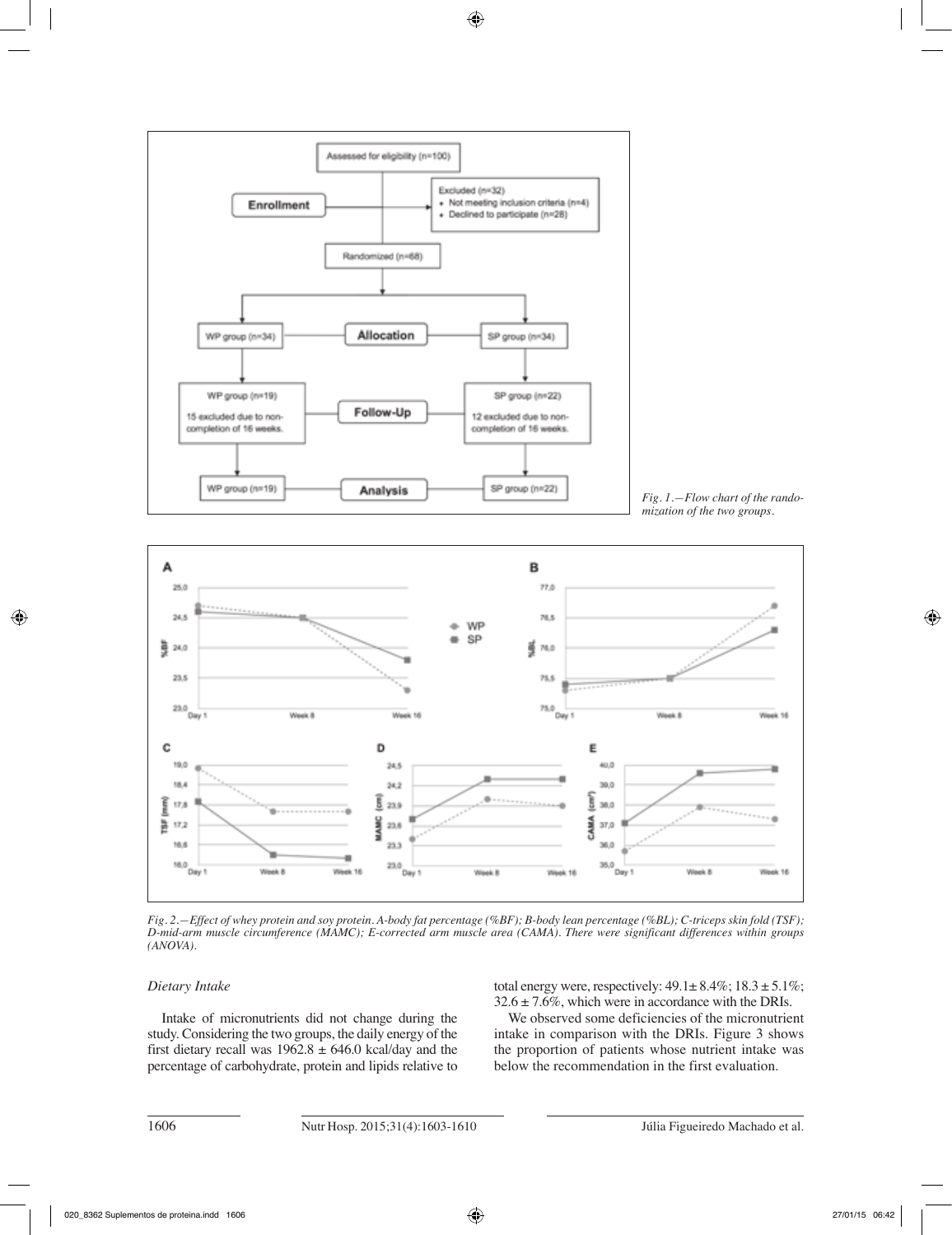Fig. 1.—Flow chart of the randomization of the two groups.

Fig. 2.—Effect of whey protein and soy protein. A-body fat percentage (%BF); B-body lean percentage (%BL); C-triceps skin fold (TSF); D-mid-arm muscle circumference (MAMC); E-corrected arm muscle area (CAMA). There were significant differences within groups (ANOVA).

### *Dietary Intake*

Intake of micronutrients did not change during the study. Considering the two groups, the daily energy of the first dietary recall was 1962.8 ± 646.0 kcal/day and the percentage of carbohydrate, protein and lipids relative to total energy were, respectively: 49.1± 8.4%; 18.3 ± 5.1%; 32.6 ± 7.6%, which were in accordance with the DRIs.

We observed some deficiencies of the micronutrient intake in comparison with the DRIs. Figure 3 shows the proportion of patients whose nutrient intake was below the recommendation in the first evaluation.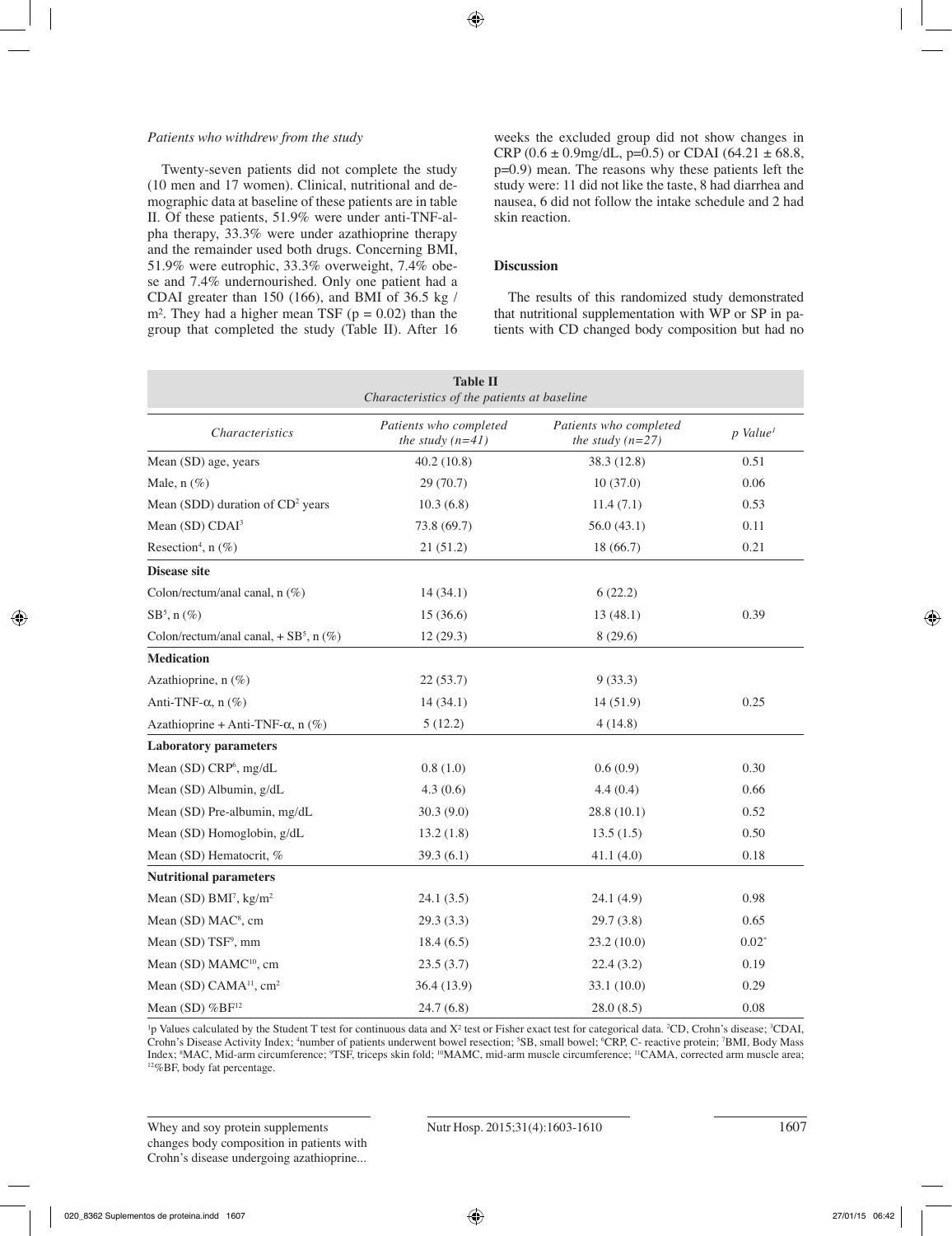*Patients who withdrew from the study*

Twenty-seven patients did not complete the study (10 men and 17 women). Clinical, nutritional and demographic data at baseline of these patients are in table II. Of these patients, 51.9% were under anti-TNF-alpha therapy, 33.3% were under azathioprine therapy and the remainder used both drugs. Concerning BMI, 51.9% were eutrophic, 33.3% overweight, 7.4% obese and 7.4% undernourished. Only one patient had a CDAI greater than 150 (166), and BMI of 36.5 kg / m². They had a higher mean TSF (p = 0.02) than the group that completed the study (Table II). After 16 weeks the excluded group did not show changes in CRP (0.6 ± 0.9mg/dL, p=0.5) or CDAI (64.21 ± 68.8, p=0.9) mean. The reasons why these patients left the study were: 11 did not like the taste, 8 had diarrhea and nausea, 6 did not follow the intake schedule and 2 had skin reaction.

## Discussion

The results of this randomized study demonstrated that nutritional supplementation with WP or SP in patients with CD changed body composition but had no

**Table II**
*Characteristics of the patients at baseline*

| *Characteristics* | *Patients who completed the study (n=41)* | *Patients who completed the study (n=27)* | *p Value*[1] |
|---|---|---|---|
| Mean (SD) age, years | 40.2 (10.8) | 38.3 (12.8) | 0.51 |
| Male, n (%) | 29 (70.7) | 10 (37.0) | 0.06 |
| Mean (SDD) duration of CD[2] years | 10.3 (6.8) | 11.4 (7.1) | 0.53 |
| Mean (SD) CDAI[3] | 73.8 (69.7) | 56.0 (43.1) | 0.11 |
| Resection[4], n (%) | 21 (51.2) | 18 (66.7) | 0.21 |
| **Disease site** | | | |
| Colon/rectum/anal canal, n (%) | 14 (34.1) | 6 (22.2) | |
| SB[5], n (%) | 15 (36.6) | 13 (48.1) | 0.39 |
| Colon/rectum/anal canal, + SB[5], n (%) | 12 (29.3) | 8 (29.6) | |
| **Medication** | | | |
| Azathioprine, n (%) | 22 (53.7) | 9 (33.3) | |
| Anti-TNF-α, n (%) | 14 (34.1) | 14 (51.9) | 0.25 |
| Azathioprine + Anti-TNF-α, n (%) | 5 (12.2) | 4 (14.8) | |
| **Laboratory parameters** | | | |
| Mean (SD) CRP[6], mg/dL | 0.8 (1.0) | 0.6 (0.9) | 0.30 |
| Mean (SD) Albumin, g/dL | 4.3 (0.6) | 4.4 (0.4) | 0.66 |
| Mean (SD) Pre-albumin, mg/dL | 30.3 (9.0) | 28.8 (10.1) | 0.52 |
| Mean (SD) Homoglobin, g/dL | 13.2 (1.8) | 13.5 (1.5) | 0.50 |
| Mean (SD) Hematocrit, % | 39.3 (6.1) | 41.1 (4.0) | 0.18 |
| **Nutritional parameters** | | | |
| Mean (SD) BMI[7], kg/m² | 24.1 (3.5) | 24.1 (4.9) | 0.98 |
| Mean (SD) MAC[8], cm | 29.3 (3.3) | 29.7 (3.8) | 0.65 |
| Mean (SD) TSF[9], mm | 18.4 (6.5) | 23.2 (10.0) | 0.02* |
| Mean (SD) MAMC[10], cm | 23.5 (3.7) | 22.4 (3.2) | 0.19 |
| Mean (SD) CAMA[11], cm² | 36.4 (13.9) | 33.1 (10.0) | 0.29 |
| Mean (SD) %BF[12] | 24.7 (6.8) | 28.0 (8.5) | 0.08 |

[1]p Values calculated by the Student T test for continuous data and $X^2$ test or Fisher exact test for categorical data. [2]CD, Crohn's disease; [3]CDAI, Crohn's Disease Activity Index; [4]number of patients underwent bowel resection; [5]SB, small bowel; [6]CRP, C- reactive protein; [7]BMI, Body Mass Index; [8]MAC, Mid-arm circumference; [9]TSF, triceps skin fold; [10]MAMC, mid-arm muscle circumference; [11]CAMA, corrected arm muscle area; [12]%BF, body fat percentage.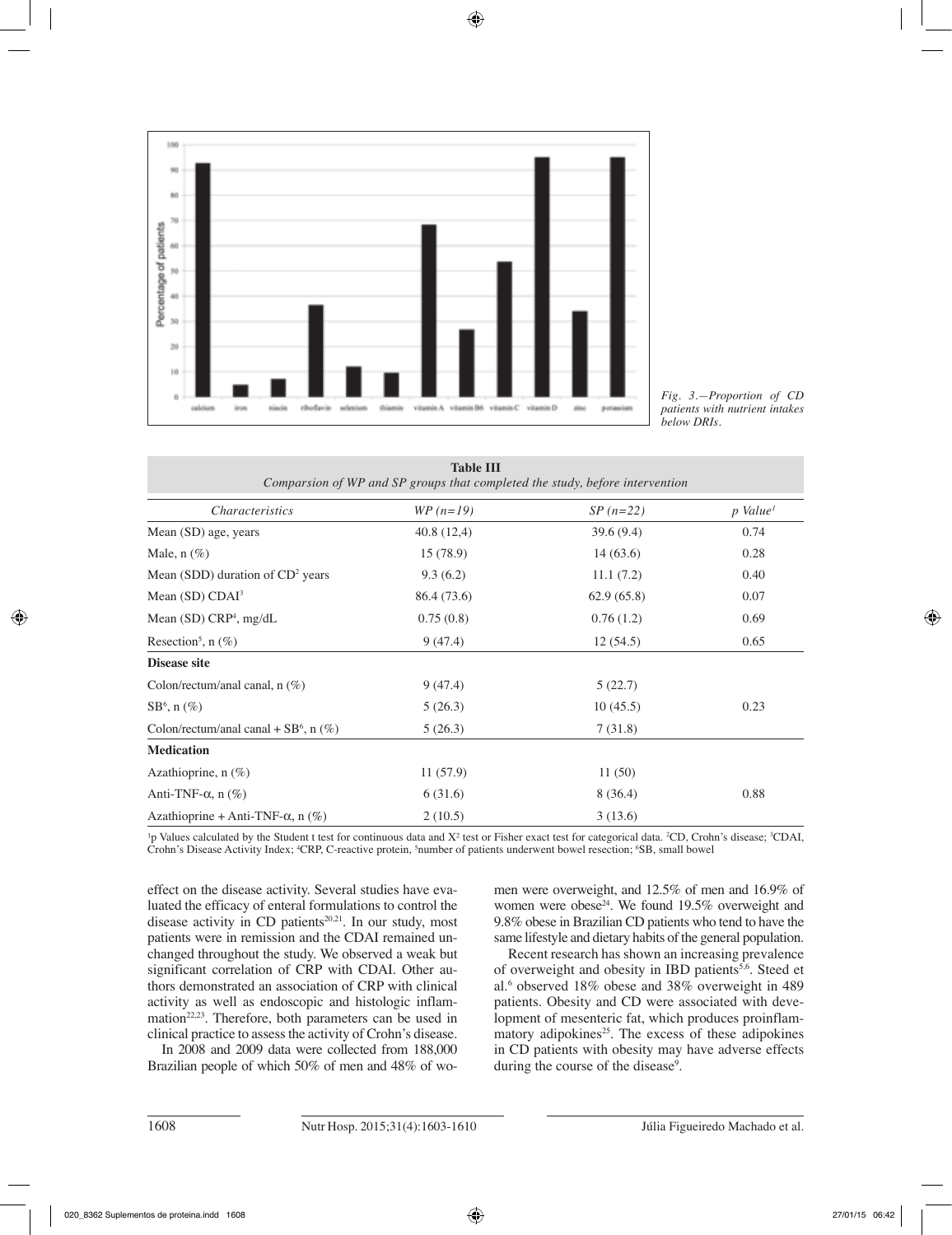*Fig. 3.—Proportion of CD patients with nutrient intakes below DRIs.*

**Table III**
*Comparsion of WP and SP groups that completed the study, before intervention*

| *Characteristics* | *WP (n=19)* | *SP (n=22)* | *p Value*[1] |
|---|---|---|---|
| Mean (SD) age, years | 40.8 (12,4) | 39.6 (9.4) | 0.74 |
| Male, n (%) | 15 (78.9) | 14 (63.6) | 0.28 |
| Mean (SDD) duration of CD[2] years | 9.3 (6.2) | 11.1 (7.2) | 0.40 |
| Mean (SD) CDAI[3] | 86.4 (73.6) | 62.9 (65.8) | 0.07 |
| Mean (SD) CRP[4], mg/dL | 0.75 (0.8) | 0.76 (1.2) | 0.69 |
| Resection[5], n (%) | 9 (47.4) | 12 (54.5) | 0.65 |
| **Disease site** | | | |
| Colon/rectum/anal canal, n (%) | 9 (47.4) | 5 (22.7) | |
| SB[6], n (%) | 5 (26.3) | 10 (45.5) | 0.23 |
| Colon/rectum/anal canal + SB[6], n (%) | 5 (26.3) | 7 (31.8) | |
| **Medication** | | | |
| Azathioprine, n (%) | 11 (57.9) | 11 (50) | |
| Anti-TNF-α, n (%) | 6 (31.6) | 8 (36.4) | 0.88 |
| Azathioprine + Anti-TNF-α, n (%) | 2 (10.5) | 3 (13.6) | |

[1]p Values calculated by the Student t test for continuous data and $X^2$ test or Fisher exact test for categorical data. [2]CD, Crohn's disease; [3]CDAI, Crohn's Disease Activity Index; [4]CRP, C-reactive protein, [5]number of patients underwent bowel resection; [6]SB, small bowel

effect on the disease activity. Several studies have evaluated the efficacy of enteral formulations to control the disease activity in CD patients[20,21]. In our study, most patients were in remission and the CDAI remained unchanged throughout the study. We observed a weak but significant correlation of CRP with CDAI. Other authors demonstrated an association of CRP with clinical activity as well as endoscopic and histologic inflammation[22,23]. Therefore, both parameters can be used in clinical practice to assess the activity of Crohn's disease.

In 2008 and 2009 data were collected from 188,000 Brazilian people of which 50% of men and 48% of women were overweight, and 12.5% of men and 16.9% of women were obese[24]. We found 19.5% overweight and 9.8% obese in Brazilian CD patients who tend to have the same lifestyle and dietary habits of the general population.

Recent research has shown an increasing prevalence of overweight and obesity in IBD patients[5,6]. Steed et al.[6] observed 18% obese and 38% overweight in 489 patients. Obesity and CD were associated with development of mesenteric fat, which produces proinflammatory adipokines[25]. The excess of these adipokines in CD patients with obesity may have adverse effects during the course of the disease[9].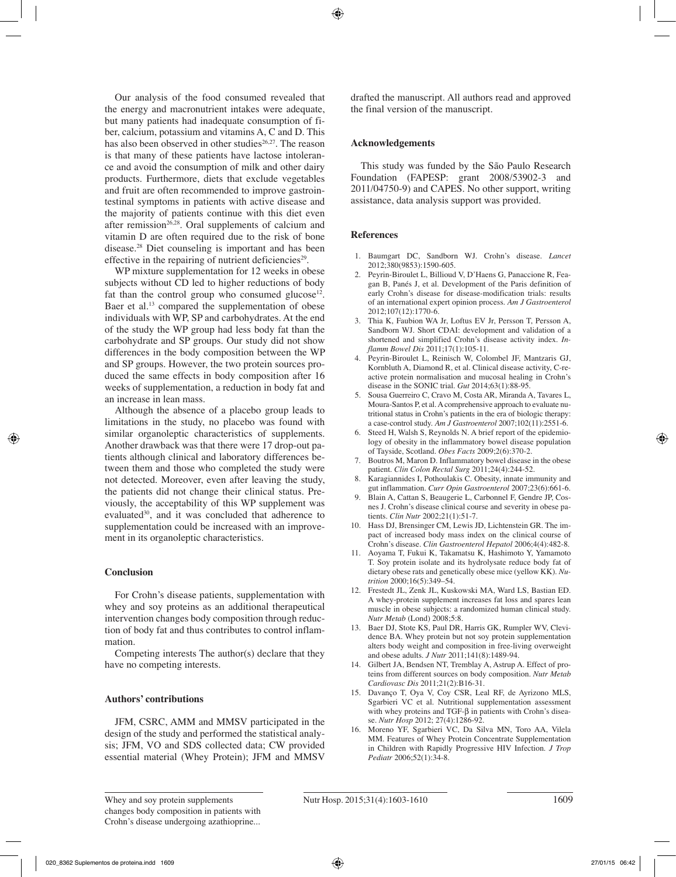Our analysis of the food consumed revealed that the energy and macronutrient intakes were adequate, but many patients had inadequate consumption of fiber, calcium, potassium and vitamins A, C and D. This has also been observed in other studies[26,27]. The reason is that many of these patients have lactose intolerance and avoid the consumption of milk and other dairy products. Furthermore, diets that exclude vegetables and fruit are often recommended to improve gastrointestinal symptoms in patients with active disease and the majority of patients continue with this diet even after remission[26,28]. Oral supplements of calcium and vitamin D are often required due to the risk of bone disease.[28] Diet counseling is important and has been effective in the repairing of nutrient deficiencies[29].

WP mixture supplementation for 12 weeks in obese subjects without CD led to higher reductions of body fat than the control group who consumed glucose[12]. Baer et al.[13] compared the supplementation of obese individuals with WP, SP and carbohydrates. At the end of the study the WP group had less body fat than the carbohydrate and SP groups. Our study did not show differences in the body composition between the WP and SP groups. However, the two protein sources produced the same effects in body composition after 16 weeks of supplementation, a reduction in body fat and an increase in lean mass.

Although the absence of a placebo group leads to limitations in the study, no placebo was found with similar organoleptic characteristics of supplements. Another drawback was that there were 17 drop-out patients although clinical and laboratory differences between them and those who completed the study were not detected. Moreover, even after leaving the study, the patients did not change their clinical status. Previously, the acceptability of this WP supplement was evaluated[30], and it was concluded that adherence to supplementation could be increased with an improvement in its organoleptic characteristics.

## Conclusion

For Crohn's disease patients, supplementation with whey and soy proteins as an additional therapeutical intervention changes body composition through reduction of body fat and thus contributes to control inflammation.

Competing interests The author(s) declare that they have no competing interests.

## Authors' contributions

JFM, CSRC, AMM and MMSV participated in the design of the study and performed the statistical analysis; JFM, VO and SDS collected data; CW provided essential material (Whey Protein); JFM and MMSV drafted the manuscript. All authors read and approved the final version of the manuscript.

## Acknowledgements

This study was funded by the São Paulo Research Foundation (FAPESP: grant 2008/53902-3 and 2011/04750-9) and CAPES. No other support, writing assistance, data analysis support was provided.

## References

1. Baumgart DC, Sandborn WJ. Crohn's disease. *Lancet* 2012;380(9853):1590-605.
2. Peyrin-Biroulet L, Billioud V, D'Haens G, Panaccione R, Feagan B, Panés J, et al. Development of the Paris definition of early Crohn's disease for disease-modification trials: results of an international expert opinion process. *Am J Gastroenterol* 2012;107(12):1770-6.
3. Thia K, Faubion WA Jr, Loftus EV Jr, Persson T, Persson A, Sandborn WJ. Short CDAI: development and validation of a shortened and simplified Crohn's disease activity index. *Inflamm Bowel Dis* 2011;17(1):105-11.
4. Peyrin-Biroulet L, Reinisch W, Colombel JF, Mantzaris GJ, Kornbluth A, Diamond R, et al. Clinical disease activity, C-reactive protein normalisation and mucosal healing in Crohn's disease in the SONIC trial. *Gut* 2014;63(1):88-95.
5. Sousa Guerreiro C, Cravo M, Costa AR, Miranda A, Tavares L, Moura-Santos P, et al. A comprehensive approach to evaluate nutritional status in Crohn's patients in the era of biologic therapy: a case-control study. *Am J Gastroenterol* 2007;102(11):2551-6.
6. Steed H, Walsh S, Reynolds N. A brief report of the epidemiology of obesity in the inflammatory bowel disease population of Tayside, Scotland. *Obes Facts* 2009;2(6):370-2.
7. Boutros M, Maron D. Inflammatory bowel disease in the obese patient. *Clin Colon Rectal Surg* 2011;24(4):244-52.
8. Karagiannides I, Pothoulakis C. Obesity, innate immunity and gut inflammation. *Curr Opin Gastroenterol* 2007;23(6):661-6.
9. Blain A, Cattan S, Beaugerie L, Carbonnel F, Gendre JP, Cosnes J. Crohn's disease clinical course and severity in obese patients. *Clin Nutr* 2002;21(1):51-7.
10. Hass DJ, Brensinger CM, Lewis JD, Lichtenstein GR. The impact of increased body mass index on the clinical course of Crohn's disease. *Clin Gastroenterol Hepatol* 2006;4(4):482-8.
11. Aoyama T, Fukui K, Takamatsu K, Hashimoto Y, Yamamoto T. Soy protein isolate and its hydrolysate reduce body fat of dietary obese rats and genetically obese mice (yellow KK). *Nutrition* 2000;16(5):349–54.
12. Frestedt JL, Zenk JL, Kuskowski MA, Ward LS, Bastian ED. A whey-protein supplement increases fat loss and spares lean muscle in obese subjects: a randomized human clinical study. *Nutr Metab* (Lond) 2008;5:8.
13. Baer DJ, Stote KS, Paul DR, Harris GK, Rumpler WV, Clevidence BA. Whey protein but not soy protein supplementation alters body weight and composition in free-living overweight and obese adults. *J Nutr* 2011;141(8):1489-94.
14. Gilbert JA, Bendsen NT, Tremblay A, Astrup A. Effect of proteins from different sources on body composition. *Nutr Metab Cardiovasc Dis* 2011;21(2):B16-31.
15. Davanço T, Oya V, Coy CSR, Leal RF, de Ayrizono MLS, Sgarbieri VC et al. Nutritional supplementation assessment with whey proteins and TGF-β in patients with Crohn's disease. *Nutr Hosp* 2012; 27(4):1286-92.
16. Moreno YF, Sgarbieri VC, Da Silva MN, Toro AA, Vilela MM. Features of Whey Protein Concentrate Supplementation in Children with Rapidly Progressive HIV Infection. *J Trop Pediatr* 2006;52(1):34-8.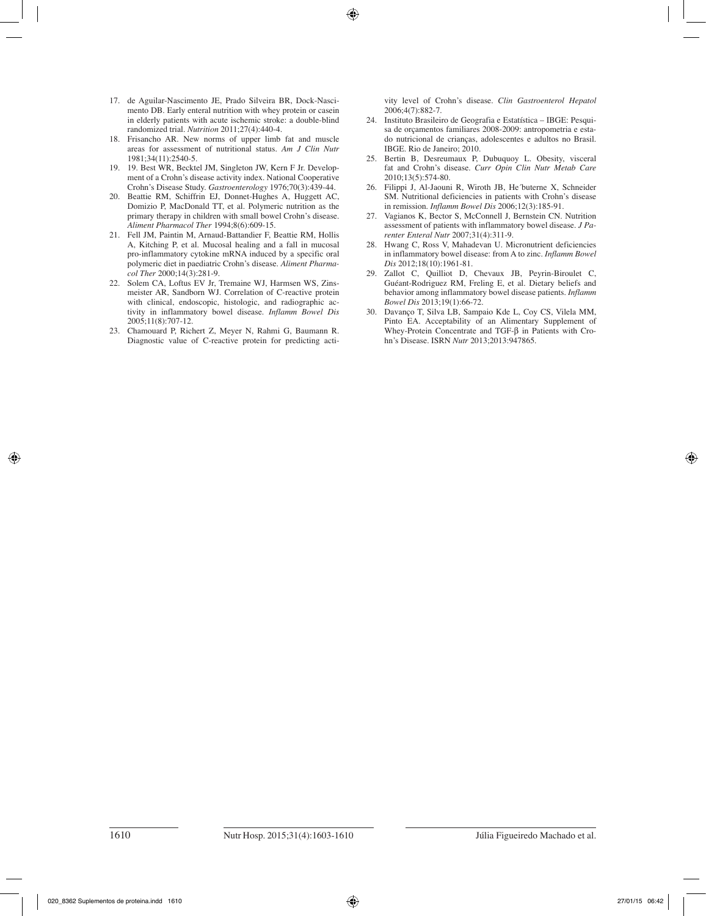17. de Aguilar-Nascimento JE, Prado Silveira BR, Dock-Nascimento DB. Early enteral nutrition with whey protein or casein in elderly patients with acute ischemic stroke: a double-blind randomized trial. *Nutrition* 2011;27(4):440-4.
18. Frisancho AR. New norms of upper limb fat and muscle areas for assessment of nutritional status. *Am J Clin Nutr* 1981;34(11):2540-5.
19. 19. Best WR, Becktel JM, Singleton JW, Kern F Jr. Development of a Crohn's disease activity index. National Cooperative Crohn's Disease Study. *Gastroenterology* 1976;70(3):439-44.
20. Beattie RM, Schiffrin EJ, Donnet-Hughes A, Huggett AC, Domizio P, MacDonald TT, et al. Polymeric nutrition as the primary therapy in children with small bowel Crohn's disease. *Aliment Pharmacol Ther* 1994;8(6):609-15.
21. Fell JM, Paintin M, Arnaud-Battandier F, Beattie RM, Hollis A, Kitching P, et al. Mucosal healing and a fall in mucosal pro-inflammatory cytokine mRNA induced by a specific oral polymeric diet in paediatric Crohn's disease. *Aliment Pharmacol Ther* 2000;14(3):281-9.
22. Solem CA, Loftus EV Jr, Tremaine WJ, Harmsen WS, Zinsmeister AR, Sandborn WJ. Correlation of C-reactive protein with clinical, endoscopic, histologic, and radiographic activity in inflammatory bowel disease. *Inflamm Bowel Dis* 2005;11(8):707-12.
23. Chamouard P, Richert Z, Meyer N, Rahmi G, Baumann R. Diagnostic value of C-reactive protein for predicting activity level of Crohn's disease. *Clin Gastroenterol Hepatol* 2006;4(7):882-7.
24. Instituto Brasileiro de Geografia e Estatística – IBGE: Pesquisa de orçamentos familiares 2008-2009: antropometria e estado nutricional de crianças, adolescentes e adultos no Brasil. IBGE. Rio de Janeiro; 2010.
25. Bertin B, Desreumaux P, Dubuquoy L. Obesity, visceral fat and Crohn's disease. *Curr Opin Clin Nutr Metab Care* 2010;13(5):574-80.
26. Filippi J, Al-Jaouni R, Wiroth JB, He´buterne X, Schneider SM. Nutritional deficiencies in patients with Crohn's disease in remission. *Inflamm Bowel Dis* 2006;12(3):185-91.
27. Vagianos K, Bector S, McConnell J, Bernstein CN. Nutrition assessment of patients with inflammatory bowel disease. *J Parenter Enteral Nutr* 2007;31(4):311-9.
28. Hwang C, Ross V, Mahadevan U. Micronutrient deficiencies in inflammatory bowel disease: from A to zinc. *Inflamm Bowel Dis* 2012;18(10):1961-81.
29. Zallot C, Quilliot D, Chevaux JB, Peyrin-Biroulet C, Guéant-Rodriguez RM, Freling E, et al. Dietary beliefs and behavior among inflammatory bowel disease patients. *Inflamm Bowel Dis* 2013;19(1):66-72.
30. Davanço T, Silva LB, Sampaio Kde L, Coy CS, Vilela MM, Pinto EA. Acceptability of an Alimentary Supplement of Whey-Protein Concentrate and TGF-β in Patients with Crohn's Disease. ISRN *Nutr* 2013;2013:947865.